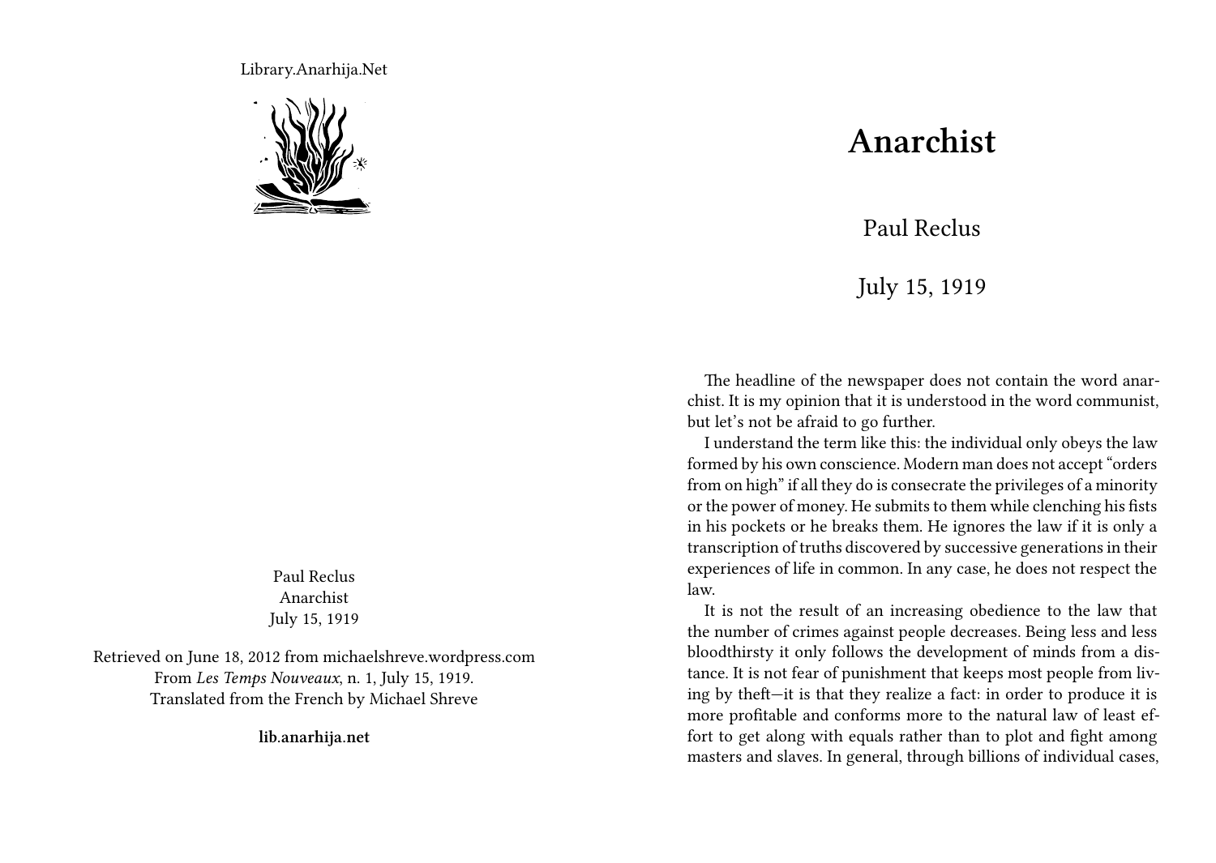Library.Anarhija.Net

Paul Reclus
Anarchist
July 15, 1919

Retrieved on June 18, 2012 from michaelshreve.wordpress.com
From *Les Temps Nouveaux*, n. 1, July 15, 1919.
Translated from the French by Michael Shreve

**lib.anarhija.net**

# Anarchist

Paul Reclus

July 15, 1919

The headline of the newspaper does not contain the word anarchist. It is my opinion that it is understood in the word communist, but let's not be afraid to go further.

I understand the term like this: the individual only obeys the law formed by his own conscience. Modern man does not accept "orders from on high" if all they do is consecrate the privileges of a minority or the power of money. He submits to them while clenching his fists in his pockets or he breaks them. He ignores the law if it is only a transcription of truths discovered by successive generations in their experiences of life in common. In any case, he does not respect the law.

It is not the result of an increasing obedience to the law that the number of crimes against people decreases. Being less and less bloodthirsty it only follows the development of minds from a distance. It is not fear of punishment that keeps most people from living by theft—it is that they realize a fact: in order to produce it is more profitable and conforms more to the natural law of least effort to get along with equals rather than to plot and fight among masters and slaves. In general, through billions of individual cases,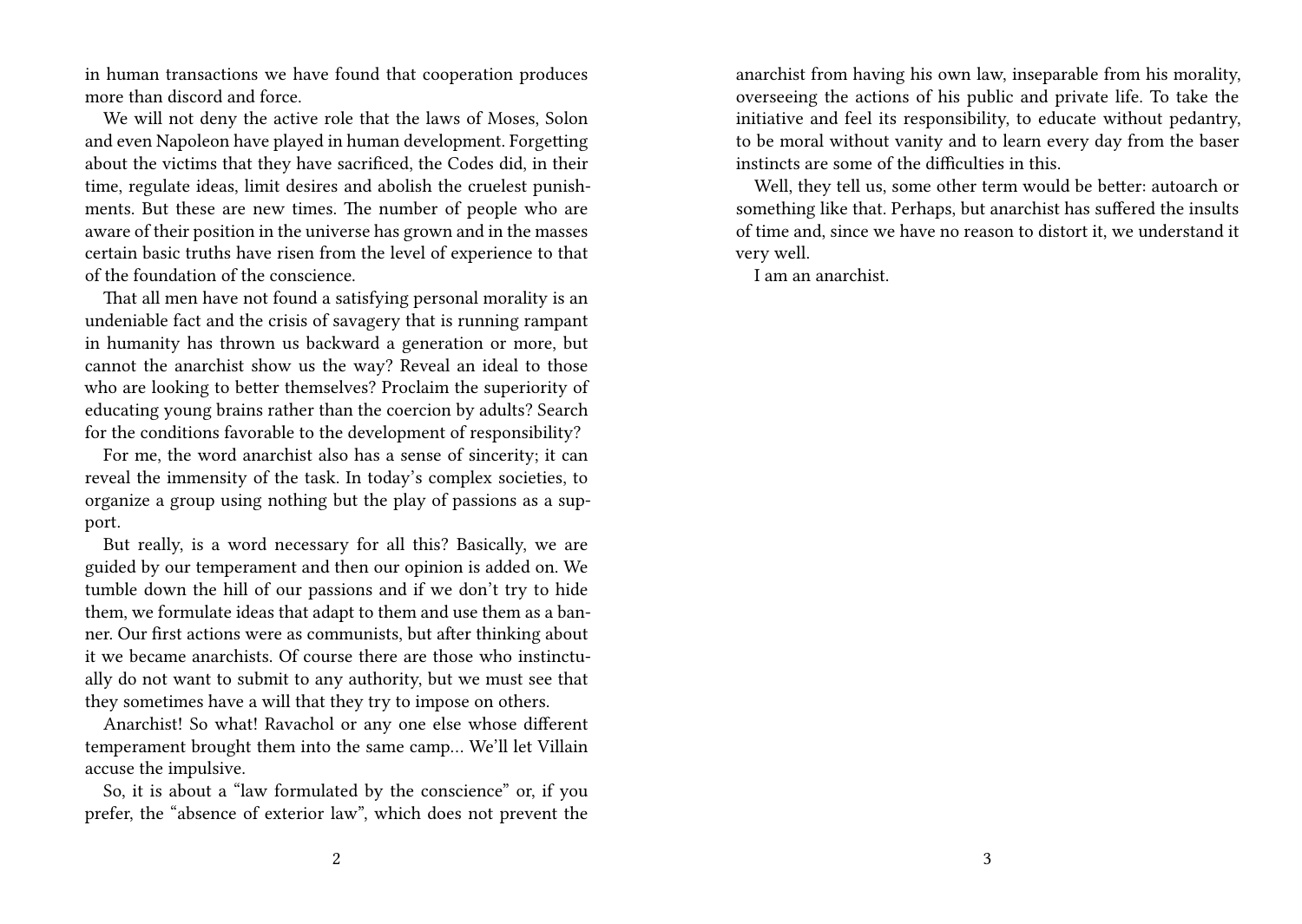in human transactions we have found that cooperation produces more than discord and force.

We will not deny the active role that the laws of Moses, Solon and even Napoleon have played in human development. Forgetting about the victims that they have sacrificed, the Codes did, in their time, regulate ideas, limit desires and abolish the cruelest punishments. But these are new times. The number of people who are aware of their position in the universe has grown and in the masses certain basic truths have risen from the level of experience to that of the foundation of the conscience.

That all men have not found a satisfying personal morality is an undeniable fact and the crisis of savagery that is running rampant in humanity has thrown us backward a generation or more, but cannot the anarchist show us the way? Reveal an ideal to those who are looking to better themselves? Proclaim the superiority of educating young brains rather than the coercion by adults? Search for the conditions favorable to the development of responsibility?

For me, the word anarchist also has a sense of sincerity; it can reveal the immensity of the task. In today's complex societies, to organize a group using nothing but the play of passions as a support.

But really, is a word necessary for all this? Basically, we are guided by our temperament and then our opinion is added on. We tumble down the hill of our passions and if we don't try to hide them, we formulate ideas that adapt to them and use them as a banner. Our first actions were as communists, but after thinking about it we became anarchists. Of course there are those who instinctually do not want to submit to any authority, but we must see that they sometimes have a will that they try to impose on others.

Anarchist! So what! Ravachol or any one else whose different temperament brought them into the same camp… We'll let Villain accuse the impulsive.

So, it is about a "law formulated by the conscience" or, if you prefer, the "absence of exterior law", which does not prevent the anarchist from having his own law, inseparable from his morality, overseeing the actions of his public and private life. To take the initiative and feel its responsibility, to educate without pedantry, to be moral without vanity and to learn every day from the baser instincts are some of the difficulties in this.

Well, they tell us, some other term would be better: autoarch or something like that. Perhaps, but anarchist has suffered the insults of time and, since we have no reason to distort it, we understand it very well.

I am an anarchist.